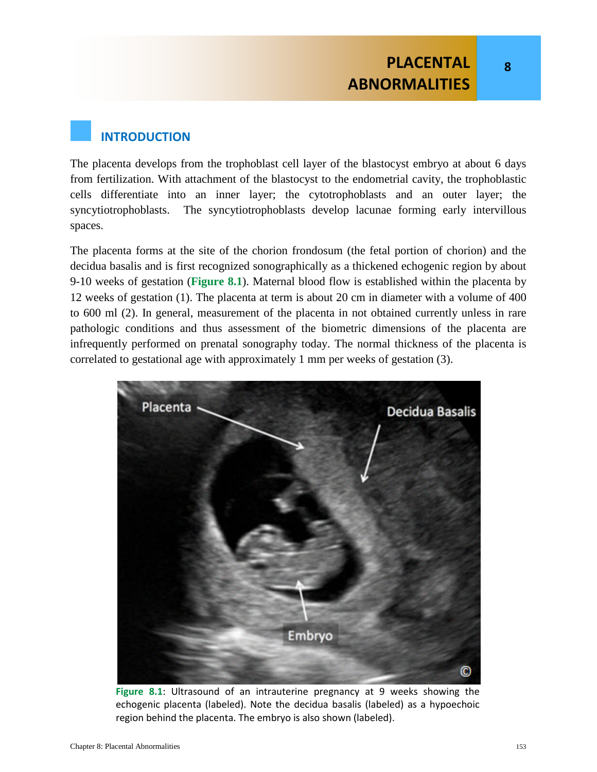# PLACENTAL ABNORMALITIES

## INTRODUCTION

The placenta develops from the trophoblast cell layer of the blastocyst embryo at about 6 days from fertilization. With attachment of the blastocyst to the endometrial cavity, the trophoblastic cells differentiate into an inner layer; the cytotrophoblasts and an outer layer; the syncytiotrophoblasts. The syncytiotrophoblasts develop lacunae forming early intervillous spaces.

The placenta forms at the site of the chorion frondosum (the fetal portion of chorion) and the decidua basalis and is first recognized sonographically as a thickened echogenic region by about 9-10 weeks of gestation (**Figure 8.1**). Maternal blood flow is established within the placenta by 12 weeks of gestation (1). The placenta at term is about 20 cm in diameter with a volume of 400 to 600 ml (2). In general, measurement of the placenta in not obtained currently unless in rare pathologic conditions and thus assessment of the biometric dimensions of the placenta are infrequently performed on prenatal sonography today. The normal thickness of the placenta is correlated to gestational age with approximately 1 mm per weeks of gestation (3).

**Figure 8.1**: Ultrasound of an intrauterine pregnancy at 9 weeks showing the echogenic placenta (labeled). Note the decidua basalis (labeled) as a hypoechoic region behind the placenta. The embryo is also shown (labeled).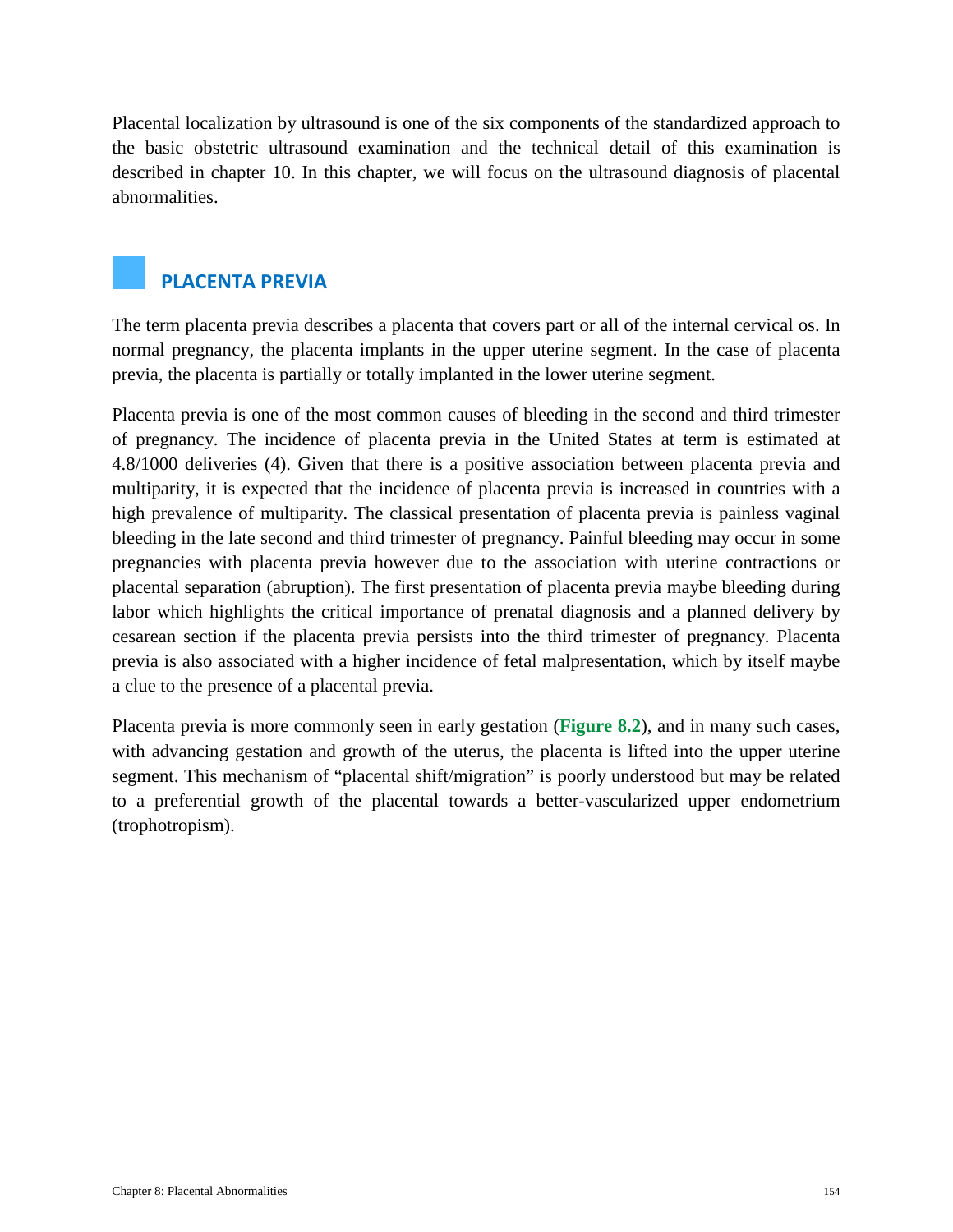Placental localization by ultrasound is one of the six components of the standardized approach to the basic obstetric ultrasound examination and the technical detail of this examination is described in chapter 10. In this chapter, we will focus on the ultrasound diagnosis of placental abnormalities.

## PLACENTA PREVIA

The term placenta previa describes a placenta that covers part or all of the internal cervical os. In normal pregnancy, the placenta implants in the upper uterine segment. In the case of placenta previa, the placenta is partially or totally implanted in the lower uterine segment.

Placenta previa is one of the most common causes of bleeding in the second and third trimester of pregnancy. The incidence of placenta previa in the United States at term is estimated at 4.8/1000 deliveries (4). Given that there is a positive association between placenta previa and multiparity, it is expected that the incidence of placenta previa is increased in countries with a high prevalence of multiparity. The classical presentation of placenta previa is painless vaginal bleeding in the late second and third trimester of pregnancy. Painful bleeding may occur in some pregnancies with placenta previa however due to the association with uterine contractions or placental separation (abruption). The first presentation of placenta previa maybe bleeding during labor which highlights the critical importance of prenatal diagnosis and a planned delivery by cesarean section if the placenta previa persists into the third trimester of pregnancy. Placenta previa is also associated with a higher incidence of fetal malpresentation, which by itself maybe a clue to the presence of a placental previa.

Placenta previa is more commonly seen in early gestation (**Figure 8.2**), and in many such cases, with advancing gestation and growth of the uterus, the placenta is lifted into the upper uterine segment. This mechanism of "placental shift/migration" is poorly understood but may be related to a preferential growth of the placental towards a better-vascularized upper endometrium (trophotropism).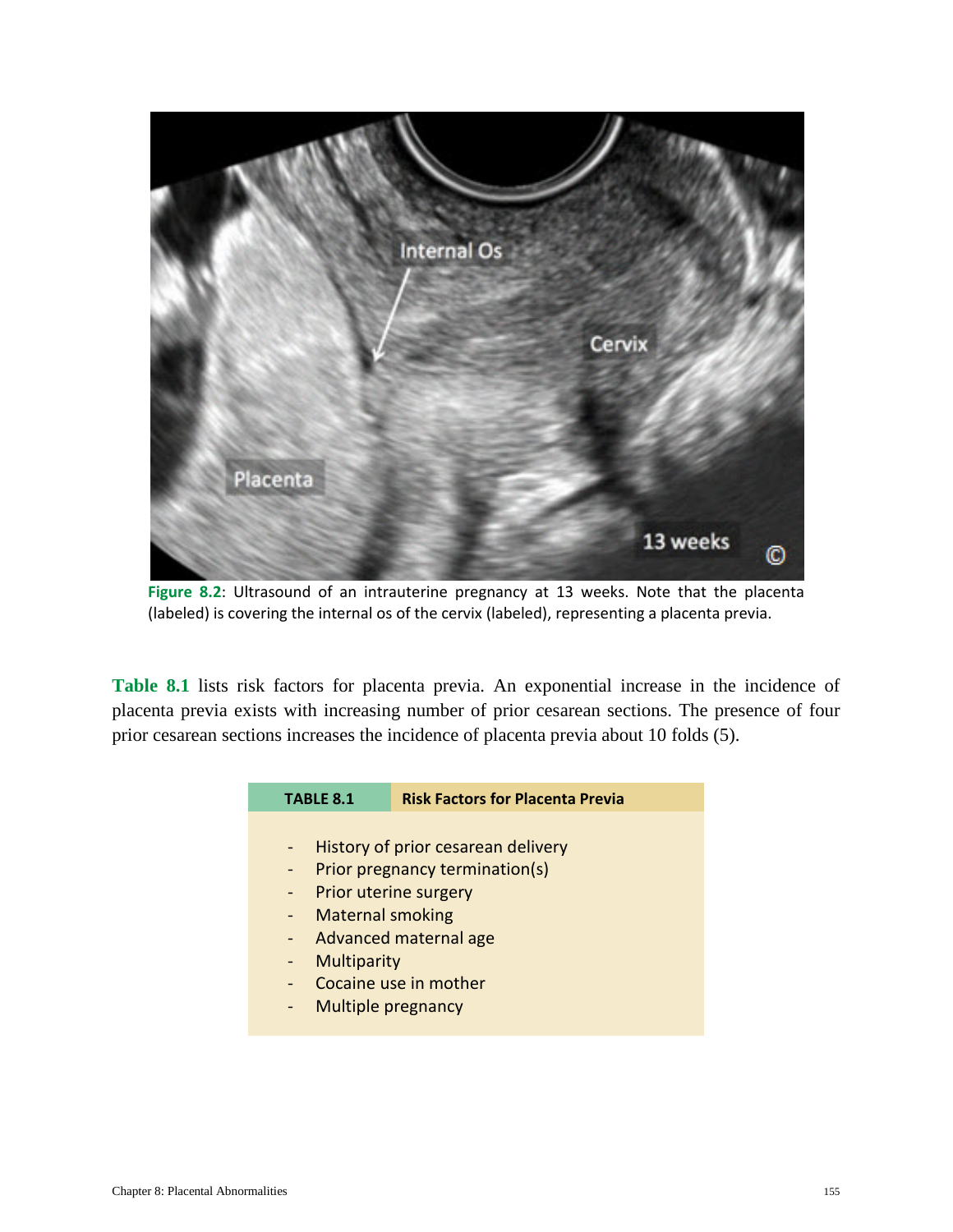Figure 8.2: Ultrasound of an intrauterine pregnancy at 13 weeks. Note that the placenta (labeled) is covering the internal os of the cervix (labeled), representing a placenta previa.

Table 8.1 lists risk factors for placenta previa. An exponential increase in the incidence of placenta previa exists with increasing number of prior cesarean sections. The presence of four prior cesarean sections increases the incidence of placenta previa about 10 folds (5).

| TABLE 8.1 | Risk Factors for Placenta Previa |
|---|---|
| - History of prior cesarean delivery<br>- Prior pregnancy termination(s)<br>- Prior uterine surgery<br>- Maternal smoking<br>- Advanced maternal age<br>- Multiparity<br>- Cocaine use in mother<br>- Multiple pregnancy | |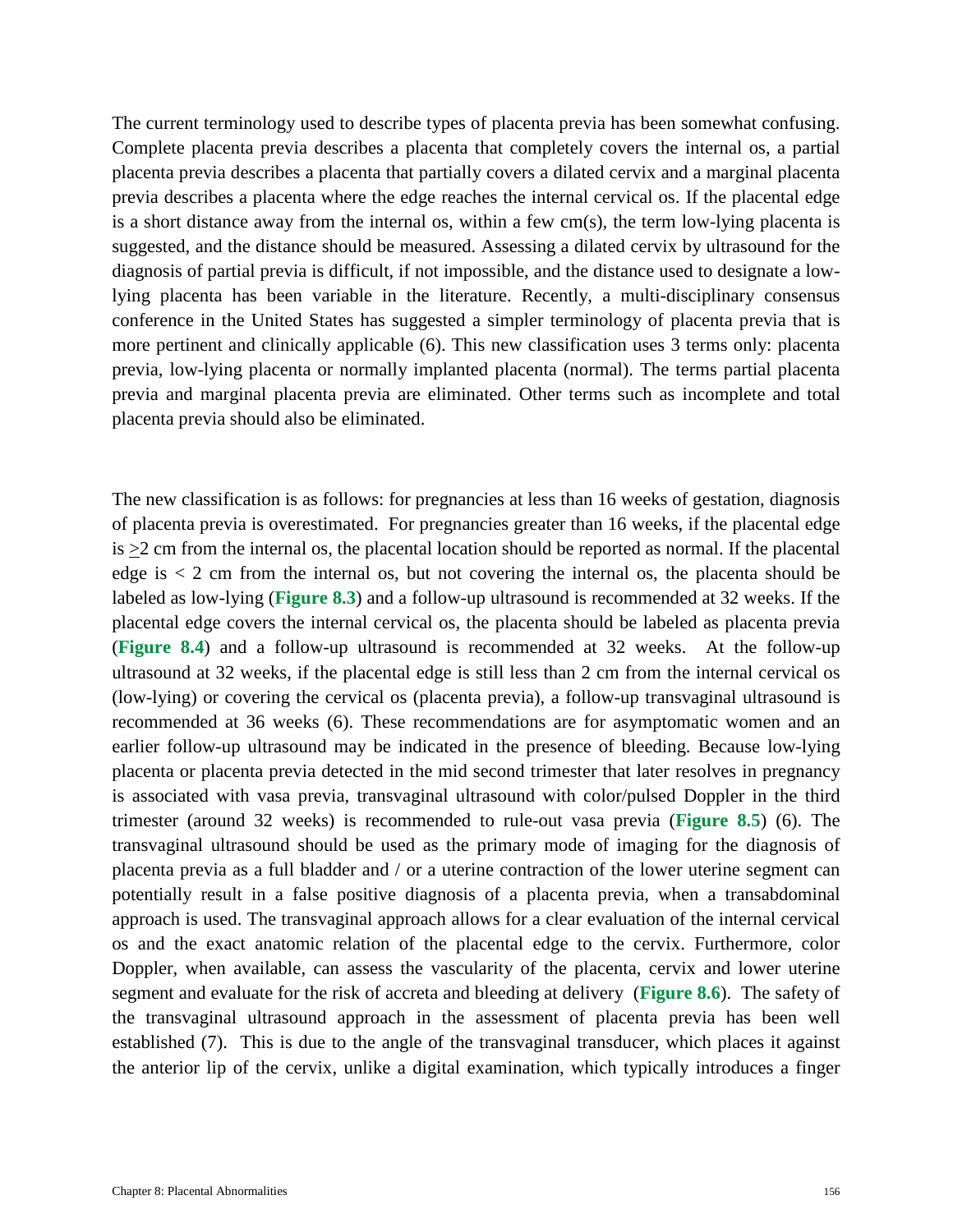The current terminology used to describe types of placenta previa has been somewhat confusing. Complete placenta previa describes a placenta that completely covers the internal os, a partial placenta previa describes a placenta that partially covers a dilated cervix and a marginal placenta previa describes a placenta where the edge reaches the internal cervical os. If the placental edge is a short distance away from the internal os, within a few cm(s), the term low-lying placenta is suggested, and the distance should be measured. Assessing a dilated cervix by ultrasound for the diagnosis of partial previa is difficult, if not impossible, and the distance used to designate a low-lying placenta has been variable in the literature. Recently, a multi-disciplinary consensus conference in the United States has suggested a simpler terminology of placenta previa that is more pertinent and clinically applicable (6). This new classification uses 3 terms only: placenta previa, low-lying placenta or normally implanted placenta (normal). The terms partial placenta previa and marginal placenta previa are eliminated. Other terms such as incomplete and total placenta previa should also be eliminated.

The new classification is as follows: for pregnancies at less than 16 weeks of gestation, diagnosis of placenta previa is overestimated. For pregnancies greater than 16 weeks, if the placental edge is $\geq$2 cm from the internal os, the placental location should be reported as normal. If the placental edge is < 2 cm from the internal os, but not covering the internal os, the placenta should be labeled as low-lying (**Figure 8.3**) and a follow-up ultrasound is recommended at 32 weeks. If the placental edge covers the internal cervical os, the placenta should be labeled as placenta previa (**Figure 8.4**) and a follow-up ultrasound is recommended at 32 weeks. At the follow-up ultrasound at 32 weeks, if the placental edge is still less than 2 cm from the internal cervical os (low-lying) or covering the cervical os (placenta previa), a follow-up transvaginal ultrasound is recommended at 36 weeks (6). These recommendations are for asymptomatic women and an earlier follow-up ultrasound may be indicated in the presence of bleeding. Because low-lying placenta or placenta previa detected in the mid second trimester that later resolves in pregnancy is associated with vasa previa, transvaginal ultrasound with color/pulsed Doppler in the third trimester (around 32 weeks) is recommended to rule-out vasa previa (**Figure 8.5**) (6). The transvaginal ultrasound should be used as the primary mode of imaging for the diagnosis of placenta previa as a full bladder and / or a uterine contraction of the lower uterine segment can potentially result in a false positive diagnosis of a placenta previa, when a transabdominal approach is used. The transvaginal approach allows for a clear evaluation of the internal cervical os and the exact anatomic relation of the placental edge to the cervix. Furthermore, color Doppler, when available, can assess the vascularity of the placenta, cervix and lower uterine segment and evaluate for the risk of accreta and bleeding at delivery (**Figure 8.6**). The safety of the transvaginal ultrasound approach in the assessment of placenta previa has been well established (7). This is due to the angle of the transvaginal transducer, which places it against the anterior lip of the cervix, unlike a digital examination, which typically introduces a finger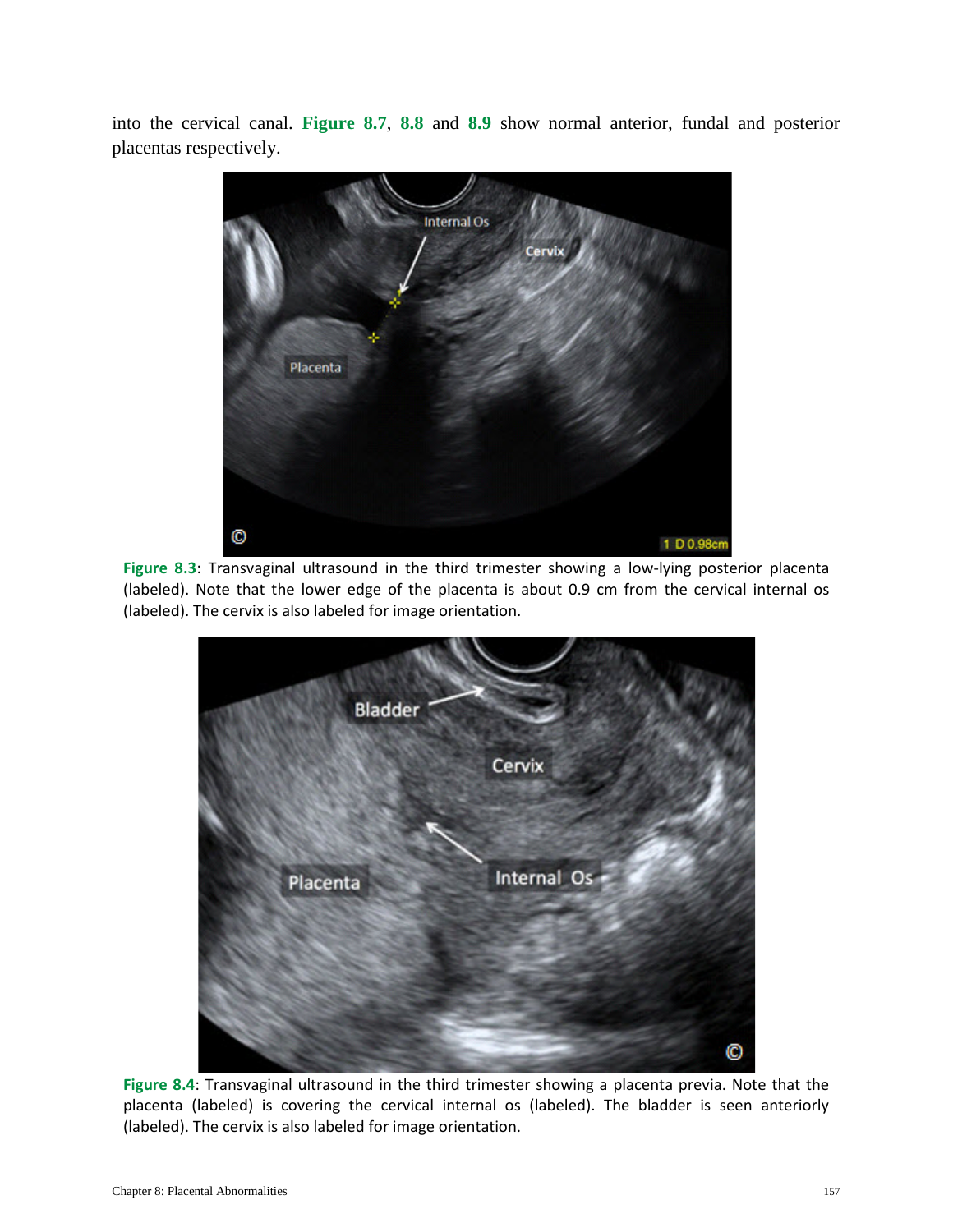into the cervical canal. **Figure 8.7**, **8.8** and **8.9** show normal anterior, fundal and posterior placentas respectively.

**Figure 8.3**: Transvaginal ultrasound in the third trimester showing a low-lying posterior placenta (labeled). Note that the lower edge of the placenta is about 0.9 cm from the cervical internal os (labeled). The cervix is also labeled for image orientation.

**Figure 8.4**: Transvaginal ultrasound in the third trimester showing a placenta previa. Note that the placenta (labeled) is covering the cervical internal os (labeled). The bladder is seen anteriorly (labeled). The cervix is also labeled for image orientation.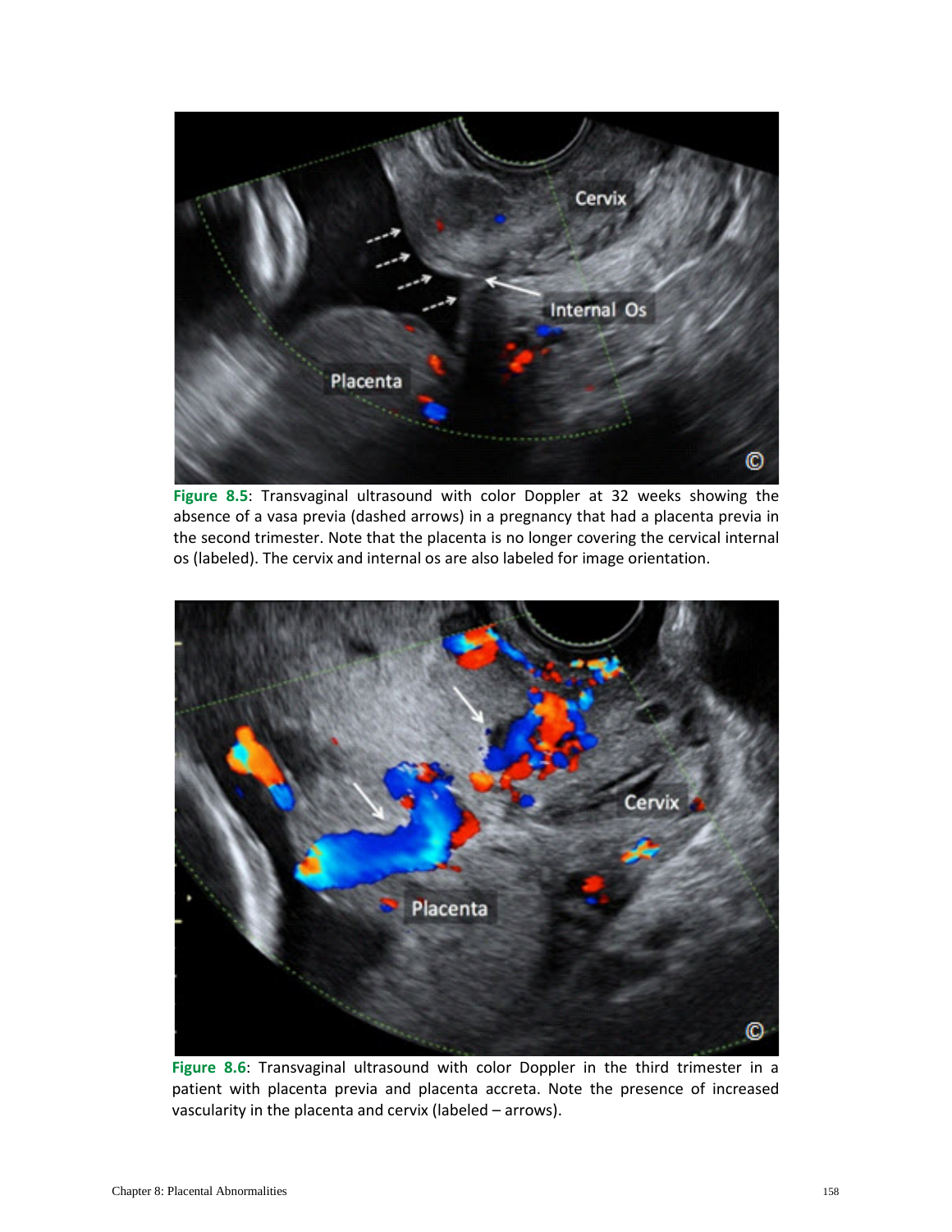**Figure 8.5**: Transvaginal ultrasound with color Doppler at 32 weeks showing the absence of a vasa previa (dashed arrows) in a pregnancy that had a placenta previa in the second trimester. Note that the placenta is no longer covering the cervical internal os (labeled). The cervix and internal os are also labeled for image orientation.

**Figure 8.6**: Transvaginal ultrasound with color Doppler in the third trimester in a patient with placenta previa and placenta accreta. Note the presence of increased vascularity in the placenta and cervix (labeled – arrows).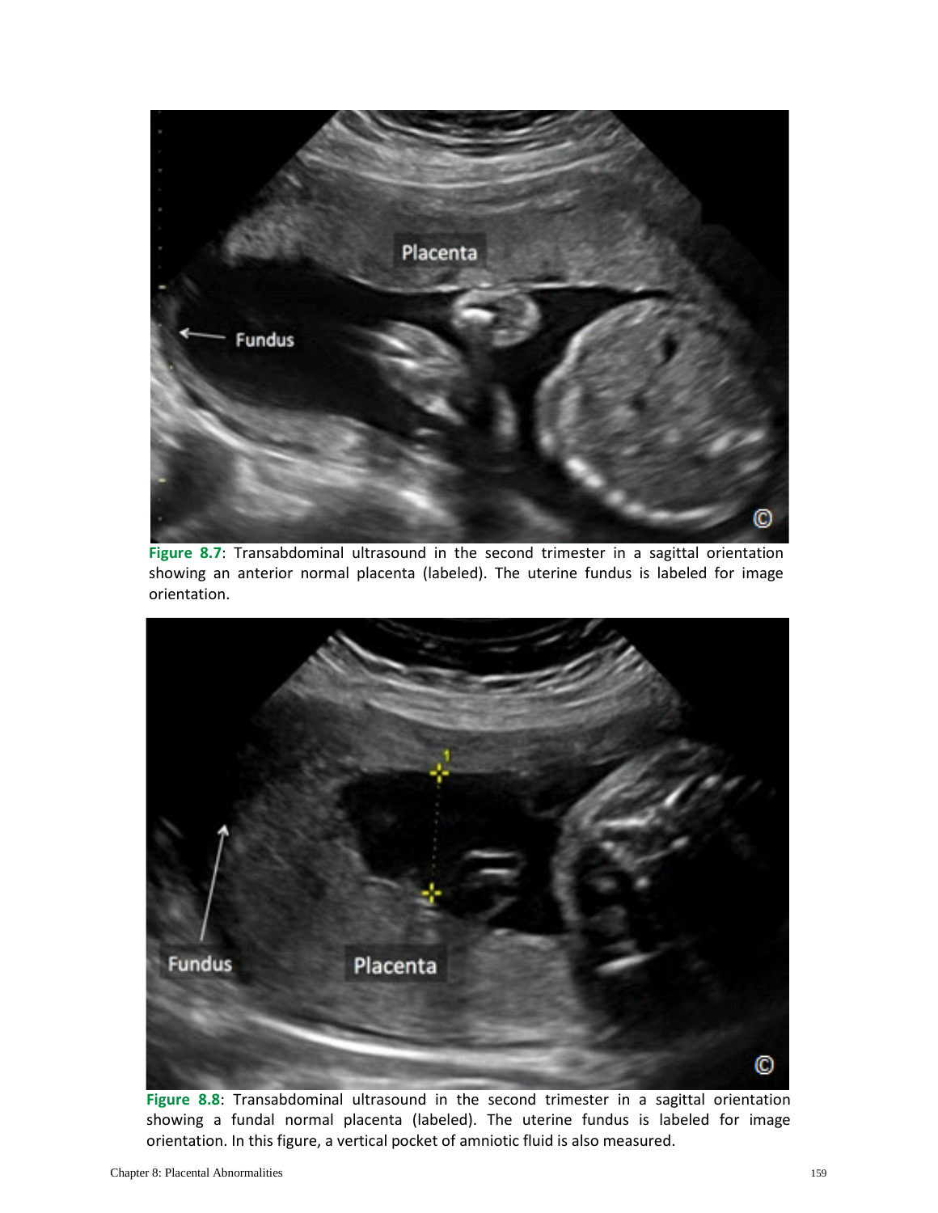**Figure 8.7**: Transabdominal ultrasound in the second trimester in a sagittal orientation showing an anterior normal placenta (labeled). The uterine fundus is labeled for image orientation.

**Figure 8.8**: Transabdominal ultrasound in the second trimester in a sagittal orientation showing a fundal normal placenta (labeled). The uterine fundus is labeled for image orientation. In this figure, a vertical pocket of amniotic fluid is also measured.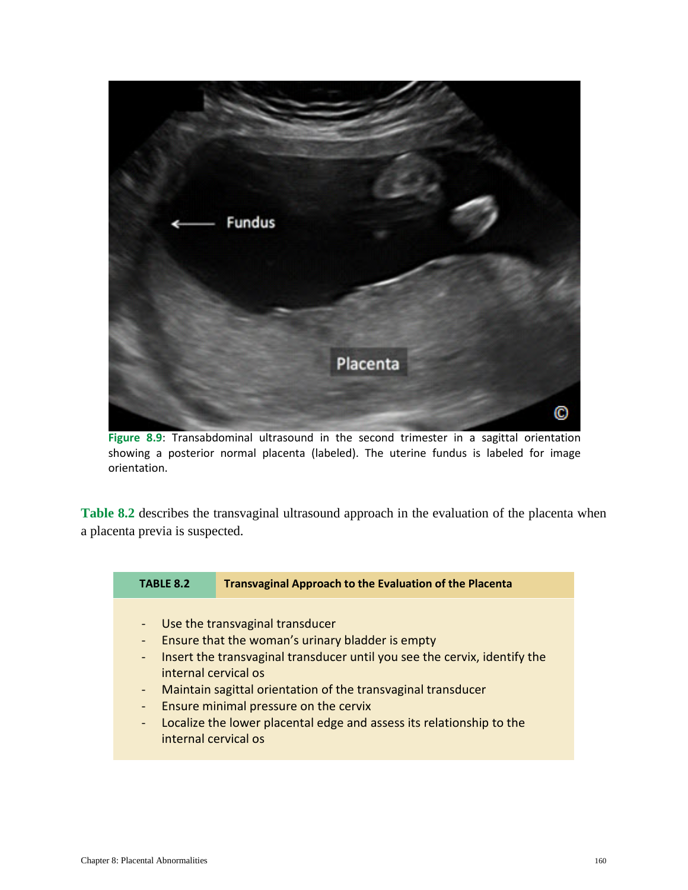**Figure 8.9**: Transabdominal ultrasound in the second trimester in a sagittal orientation showing a posterior normal placenta (labeled). The uterine fundus is labeled for image orientation.

**Table 8.2** describes the transvaginal ultrasound approach in the evaluation of the placenta when a placenta previa is suspected.

| TABLE 8.2 | Transvaginal Approach to the Evaluation of the Placenta |
|---|---|
| | - Use the transvaginal transducer<br>- Ensure that the woman's urinary bladder is empty<br>- Insert the transvaginal transducer until you see the cervix, identify the internal cervical os<br>- Maintain sagittal orientation of the transvaginal transducer<br>- Ensure minimal pressure on the cervix<br>- Localize the lower placental edge and assess its relationship to the internal cervical os |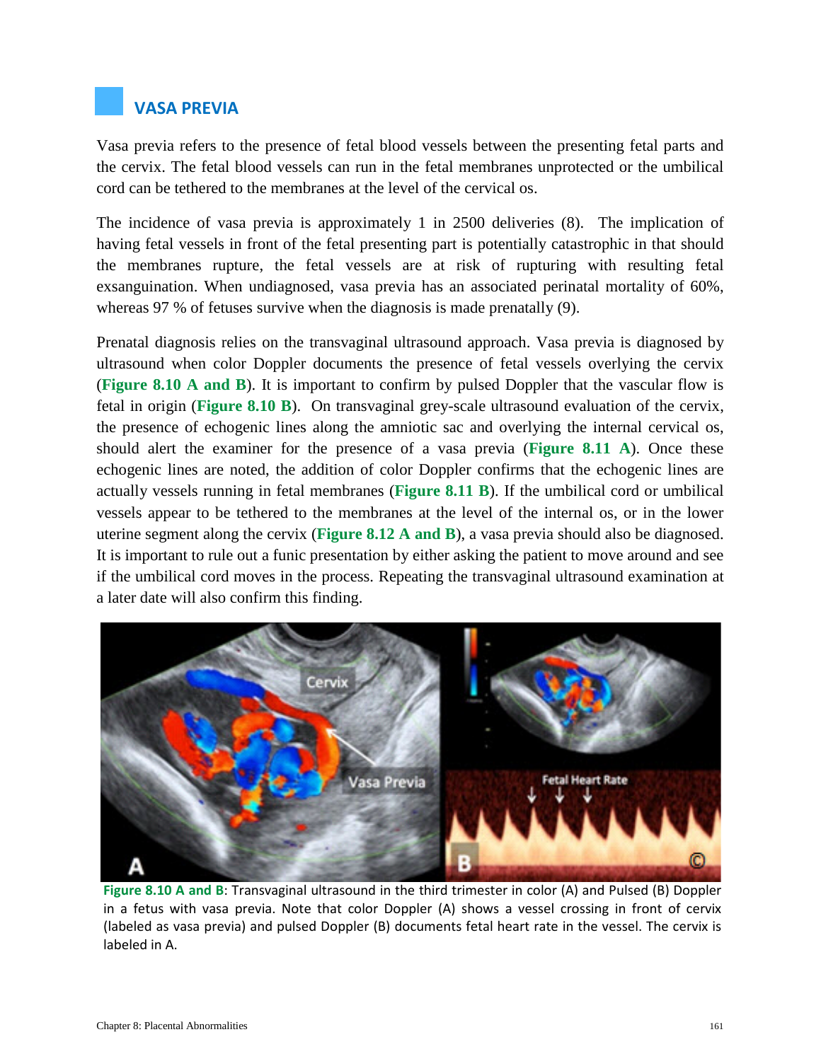## VASA PREVIA

Vasa previa refers to the presence of fetal blood vessels between the presenting fetal parts and the cervix. The fetal blood vessels can run in the fetal membranes unprotected or the umbilical cord can be tethered to the membranes at the level of the cervical os.

The incidence of vasa previa is approximately 1 in 2500 deliveries (8). The implication of having fetal vessels in front of the fetal presenting part is potentially catastrophic in that should the membranes rupture, the fetal vessels are at risk of rupturing with resulting fetal exsanguination. When undiagnosed, vasa previa has an associated perinatal mortality of 60%, whereas 97 % of fetuses survive when the diagnosis is made prenatally (9).

Prenatal diagnosis relies on the transvaginal ultrasound approach. Vasa previa is diagnosed by ultrasound when color Doppler documents the presence of fetal vessels overlying the cervix (**Figure 8.10 A and B**). It is important to confirm by pulsed Doppler that the vascular flow is fetal in origin (**Figure 8.10 B**). On transvaginal grey-scale ultrasound evaluation of the cervix, the presence of echogenic lines along the amniotic sac and overlying the internal cervical os, should alert the examiner for the presence of a vasa previa (**Figure 8.11 A**). Once these echogenic lines are noted, the addition of color Doppler confirms that the echogenic lines are actually vessels running in fetal membranes (**Figure 8.11 B**). If the umbilical cord or umbilical vessels appear to be tethered to the membranes at the level of the internal os, or in the lower uterine segment along the cervix (**Figure 8.12 A and B**), a vasa previa should also be diagnosed. It is important to rule out a funic presentation by either asking the patient to move around and see if the umbilical cord moves in the process. Repeating the transvaginal ultrasound examination at a later date will also confirm this finding.

**Figure 8.10 A and B**: Transvaginal ultrasound in the third trimester in color (A) and Pulsed (B) Doppler in a fetus with vasa previa. Note that color Doppler (A) shows a vessel crossing in front of cervix (labeled as vasa previa) and pulsed Doppler (B) documents fetal heart rate in the vessel. The cervix is labeled in A.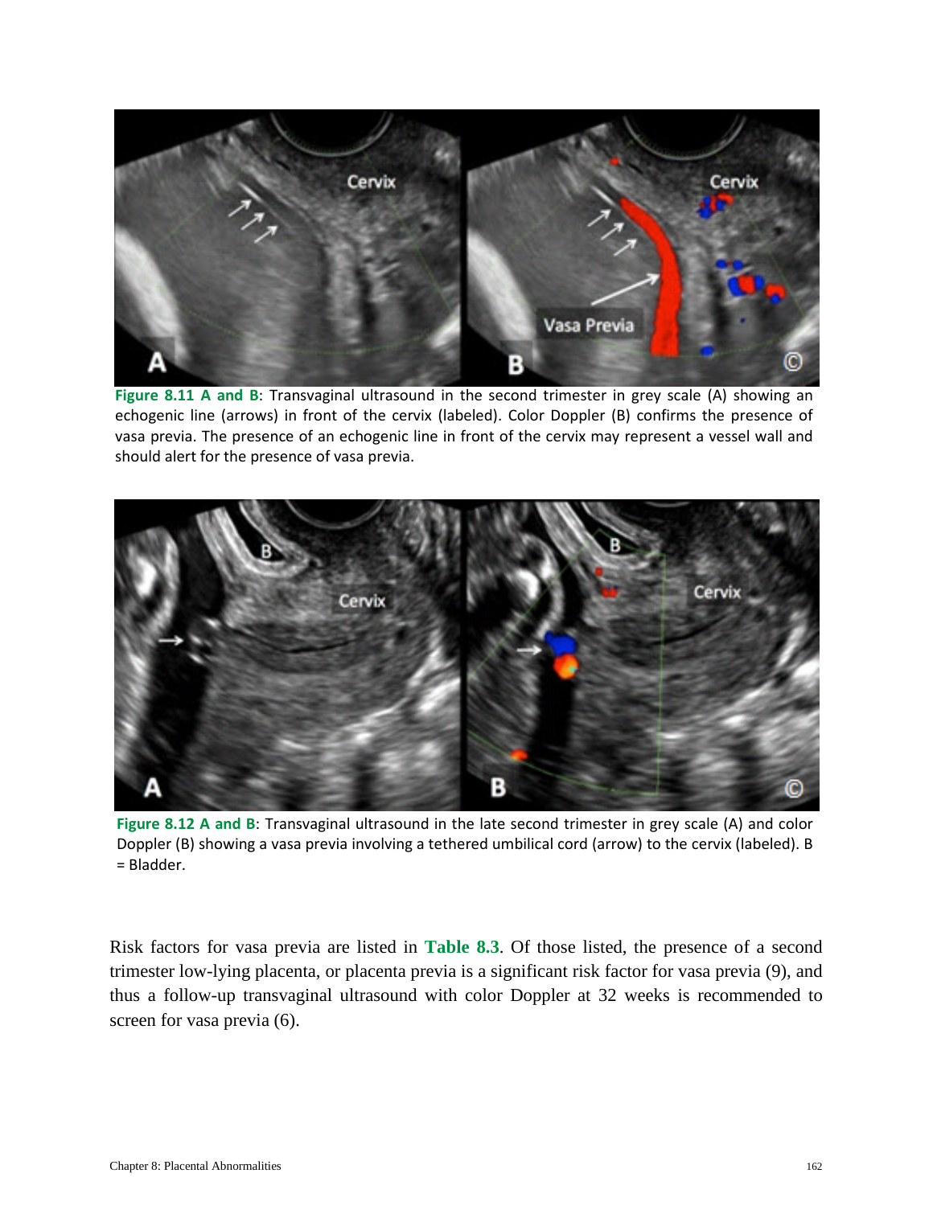**Figure 8.11 A and B**: Transvaginal ultrasound in the second trimester in grey scale (A) showing an echogenic line (arrows) in front of the cervix (labeled). Color Doppler (B) confirms the presence of vasa previa. The presence of an echogenic line in front of the cervix may represent a vessel wall and should alert for the presence of vasa previa.

**Figure 8.12 A and B**: Transvaginal ultrasound in the late second trimester in grey scale (A) and color Doppler (B) showing a vasa previa involving a tethered umbilical cord (arrow) to the cervix (labeled). B = Bladder.

Risk factors for vasa previa are listed in **Table 8.3**. Of those listed, the presence of a second trimester low-lying placenta, or placenta previa is a significant risk factor for vasa previa (9), and thus a follow-up transvaginal ultrasound with color Doppler at 32 weeks is recommended to screen for vasa previa (6).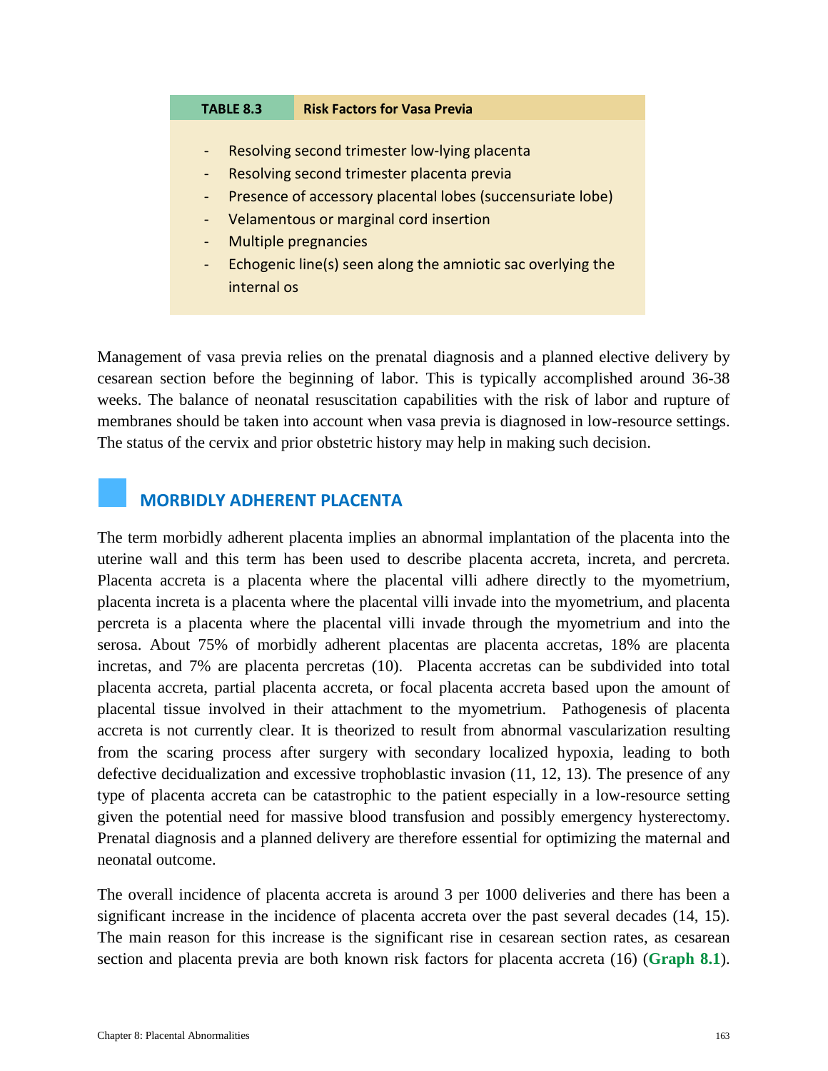**TABLE 8.3** **Risk Factors for Vasa Previa**

- Resolving second trimester low-lying placenta
- Resolving second trimester placenta previa
- Presence of accessory placental lobes (succensuriate lobe)
- Velamentous or marginal cord insertion
- Multiple pregnancies
- Echogenic line(s) seen along the amniotic sac overlying the internal os

Management of vasa previa relies on the prenatal diagnosis and a planned elective delivery by cesarean section before the beginning of labor. This is typically accomplished around 36-38 weeks. The balance of neonatal resuscitation capabilities with the risk of labor and rupture of membranes should be taken into account when vasa previa is diagnosed in low-resource settings. The status of the cervix and prior obstetric history may help in making such decision.

## MORBIDLY ADHERENT PLACENTA

The term morbidly adherent placenta implies an abnormal implantation of the placenta into the uterine wall and this term has been used to describe placenta accreta, increta, and percreta. Placenta accreta is a placenta where the placental villi adhere directly to the myometrium, placenta increta is a placenta where the placental villi invade into the myometrium, and placenta percreta is a placenta where the placental villi invade through the myometrium and into the serosa. About 75% of morbidly adherent placentas are placenta accretas, 18% are placenta incretas, and 7% are placenta percretas (10). Placenta accretas can be subdivided into total placenta accreta, partial placenta accreta, or focal placenta accreta based upon the amount of placental tissue involved in their attachment to the myometrium. Pathogenesis of placenta accreta is not currently clear. It is theorized to result from abnormal vascularization resulting from the scaring process after surgery with secondary localized hypoxia, leading to both defective decidualization and excessive trophoblastic invasion (11, 12, 13). The presence of any type of placenta accreta can be catastrophic to the patient especially in a low-resource setting given the potential need for massive blood transfusion and possibly emergency hysterectomy. Prenatal diagnosis and a planned delivery are therefore essential for optimizing the maternal and neonatal outcome.

The overall incidence of placenta accreta is around 3 per 1000 deliveries and there has been a significant increase in the incidence of placenta accreta over the past several decades (14, 15). The main reason for this increase is the significant rise in cesarean section rates, as cesarean section and placenta previa are both known risk factors for placenta accreta (16) (**Graph 8.1**).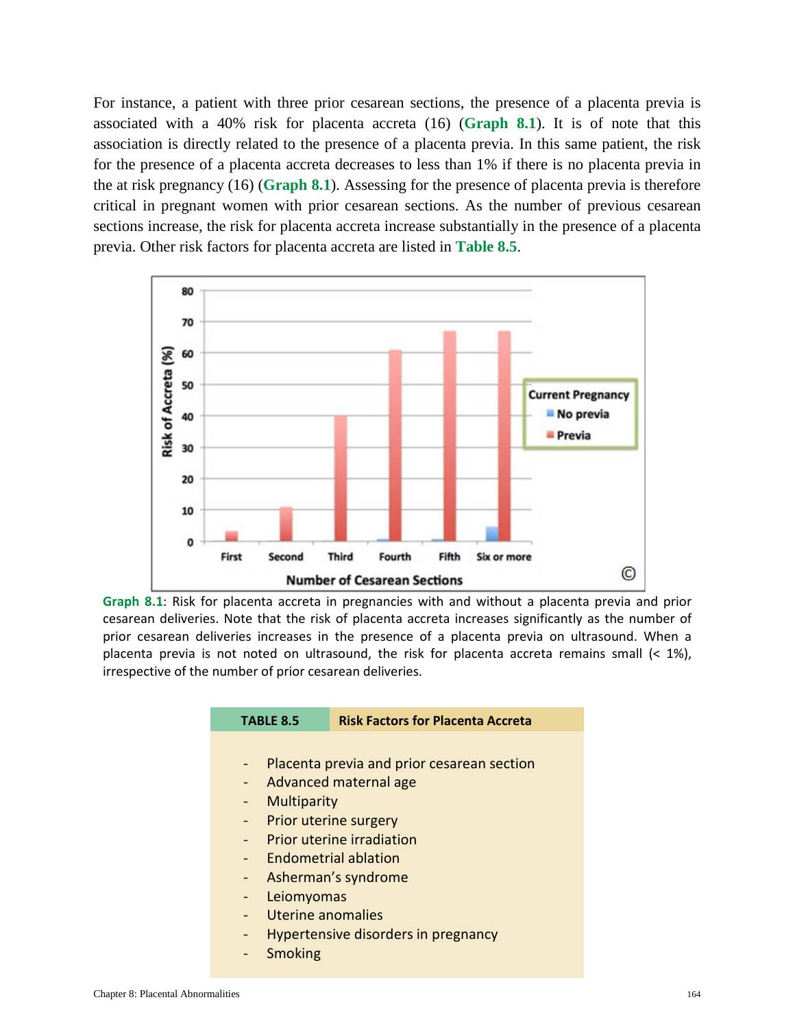For instance, a patient with three prior cesarean sections, the presence of a placenta previa is associated with a 40% risk for placenta accreta (16) (**Graph 8.1**). It is of note that this association is directly related to the presence of a placenta previa. In this same patient, the risk for the presence of a placenta accreta decreases to less than 1% if there is no placenta previa in the at risk pregnancy (16) (**Graph 8.1**). Assessing for the presence of placenta previa is therefore critical in pregnant women with prior cesarean sections. As the number of previous cesarean sections increase, the risk for placenta accreta increase substantially in the presence of a placenta previa. Other risk factors for placenta accreta are listed in **Table 8.5**.

**Graph 8.1**: Risk for placenta accreta in pregnancies with and without a placenta previa and prior cesarean deliveries. Note that the risk of placenta accreta increases significantly as the number of prior cesarean deliveries increases in the presence of a placenta previa on ultrasound. When a placenta previa is not noted on ultrasound, the risk for placenta accreta remains small (< 1%), irrespective of the number of prior cesarean deliveries.

| TABLE 8.5 | Risk Factors for Placenta Accreta |
|---|---|

- Placenta previa and prior cesarean section
- Advanced maternal age
- Multiparity
- Prior uterine surgery
- Prior uterine irradiation
- Endometrial ablation
- Asherman's syndrome
- Leiomyomas
- Uterine anomalies
- Hypertensive disorders in pregnancy
- Smoking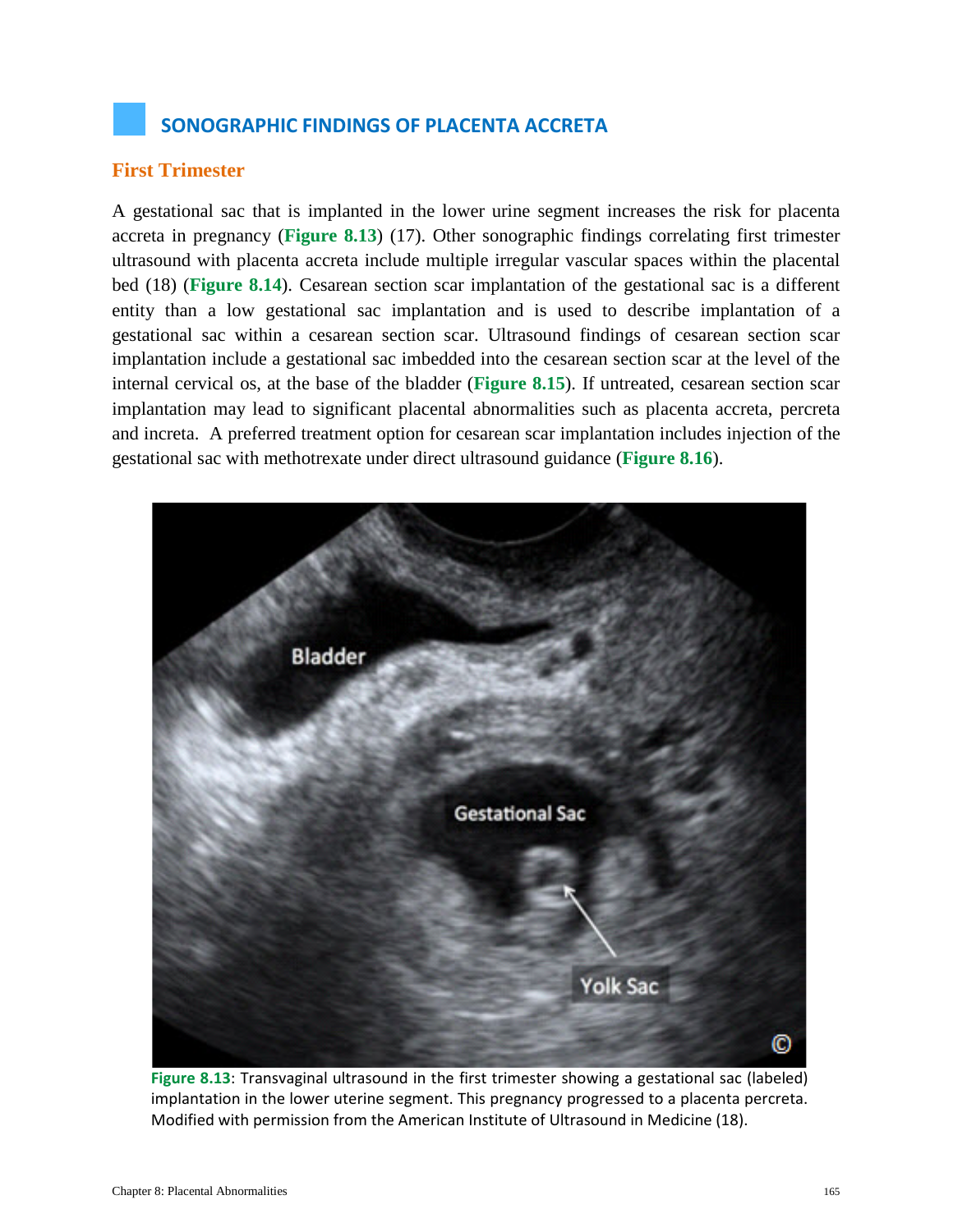## SONOGRAPHIC FINDINGS OF PLACENTA ACCRETA

### First Trimester

A gestational sac that is implanted in the lower urine segment increases the risk for placenta accreta in pregnancy (**Figure 8.13**) (17). Other sonographic findings correlating first trimester ultrasound with placenta accreta include multiple irregular vascular spaces within the placental bed (18) (**Figure 8.14**). Cesarean section scar implantation of the gestational sac is a different entity than a low gestational sac implantation and is used to describe implantation of a gestational sac within a cesarean section scar. Ultrasound findings of cesarean section scar implantation include a gestational sac imbedded into the cesarean section scar at the level of the internal cervical os, at the base of the bladder (**Figure 8.15**). If untreated, cesarean section scar implantation may lead to significant placental abnormalities such as placenta accreta, percreta and increta. A preferred treatment option for cesarean scar implantation includes injection of the gestational sac with methotrexate under direct ultrasound guidance (**Figure 8.16**).

**Figure 8.13**: Transvaginal ultrasound in the first trimester showing a gestational sac (labeled) implantation in the lower uterine segment. This pregnancy progressed to a placenta percreta. Modified with permission from the American Institute of Ultrasound in Medicine (18).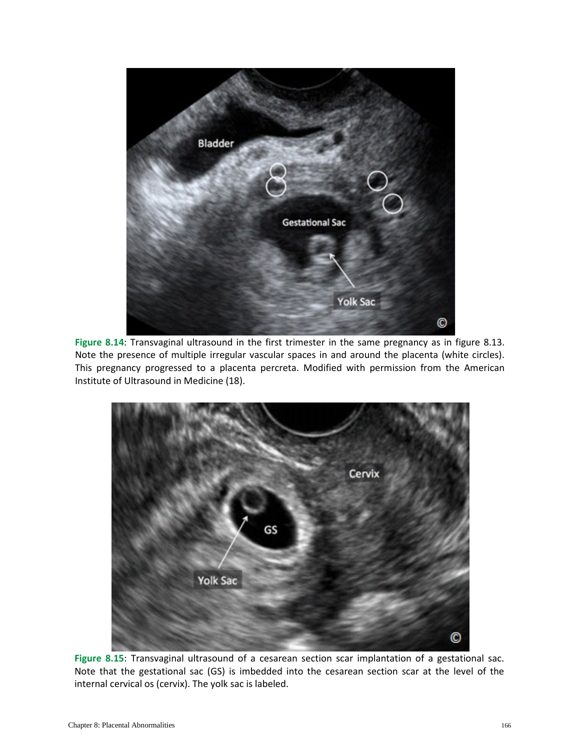**Figure 8.14**: Transvaginal ultrasound in the first trimester in the same pregnancy as in figure 8.13. Note the presence of multiple irregular vascular spaces in and around the placenta (white circles). This pregnancy progressed to a placenta percreta. Modified with permission from the American Institute of Ultrasound in Medicine (18).

**Figure 8.15**: Transvaginal ultrasound of a cesarean section scar implantation of a gestational sac. Note that the gestational sac (GS) is imbedded into the cesarean section scar at the level of the internal cervical os (cervix). The yolk sac is labeled.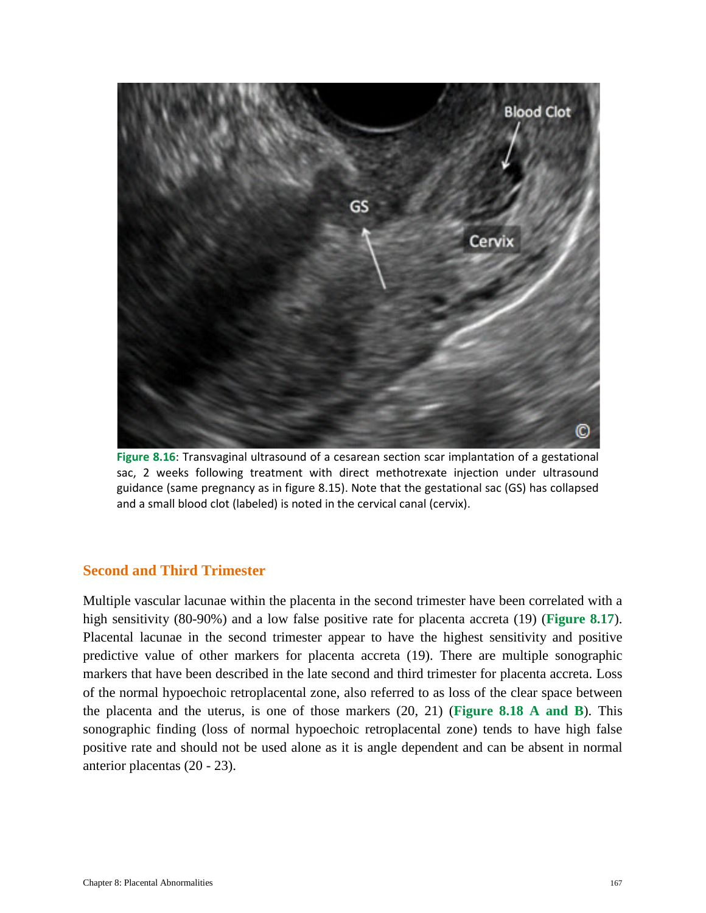Figure 8.16: Transvaginal ultrasound of a cesarean section scar implantation of a gestational sac, 2 weeks following treatment with direct methotrexate injection under ultrasound guidance (same pregnancy as in figure 8.15). Note that the gestational sac (GS) has collapsed and a small blood clot (labeled) is noted in the cervical canal (cervix).

## Second and Third Trimester

Multiple vascular lacunae within the placenta in the second trimester have been correlated with a high sensitivity (80-90%) and a low false positive rate for placenta accreta (19) (**Figure 8.17**). Placental lacunae in the second trimester appear to have the highest sensitivity and positive predictive value of other markers for placenta accreta (19). There are multiple sonographic markers that have been described in the late second and third trimester for placenta accreta. Loss of the normal hypoechoic retroplacental zone, also referred to as loss of the clear space between the placenta and the uterus, is one of those markers (20, 21) (**Figure 8.18 A and B**). This sonographic finding (loss of normal hypoechoic retroplacental zone) tends to have high false positive rate and should not be used alone as it is angle dependent and can be absent in normal anterior placentas (20 - 23).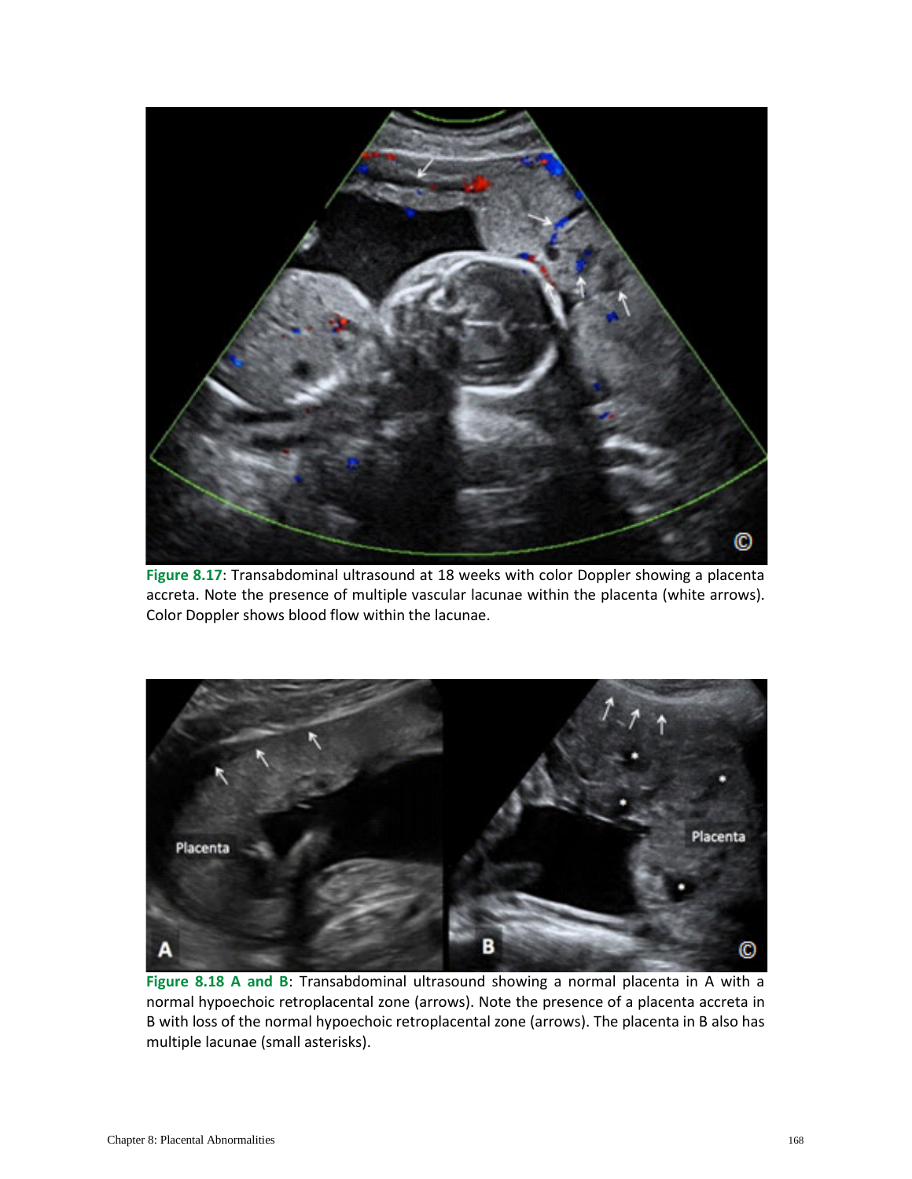**Figure 8.17**: Transabdominal ultrasound at 18 weeks with color Doppler showing a placenta accreta. Note the presence of multiple vascular lacunae within the placenta (white arrows). Color Doppler shows blood flow within the lacunae.

**Figure 8.18 A and B**: Transabdominal ultrasound showing a normal placenta in A with a normal hypoechoic retroplacental zone (arrows). Note the presence of a placenta accreta in B with loss of the normal hypoechoic retroplacental zone (arrows). The placenta in B also has multiple lacunae (small asterisks).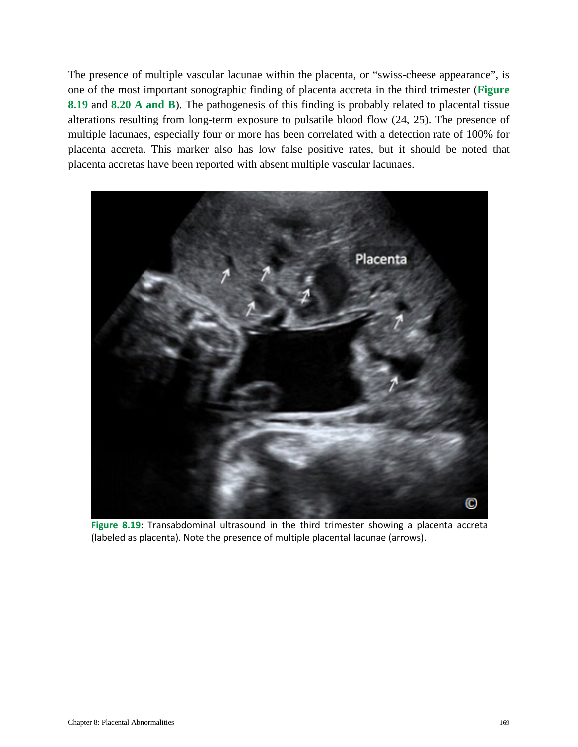The presence of multiple vascular lacunae within the placenta, or "swiss-cheese appearance", is one of the most important sonographic finding of placenta accreta in the third trimester (**Figure 8.19** and **8.20 A and B**). The pathogenesis of this finding is probably related to placental tissue alterations resulting from long-term exposure to pulsatile blood flow (24, 25). The presence of multiple lacunaes, especially four or more has been correlated with a detection rate of 100% for placenta accreta. This marker also has low false positive rates, but it should be noted that placenta accretas have been reported with absent multiple vascular lacunaes.

**Figure 8.19**: Transabdominal ultrasound in the third trimester showing a placenta accreta (labeled as placenta). Note the presence of multiple placental lacunae (arrows).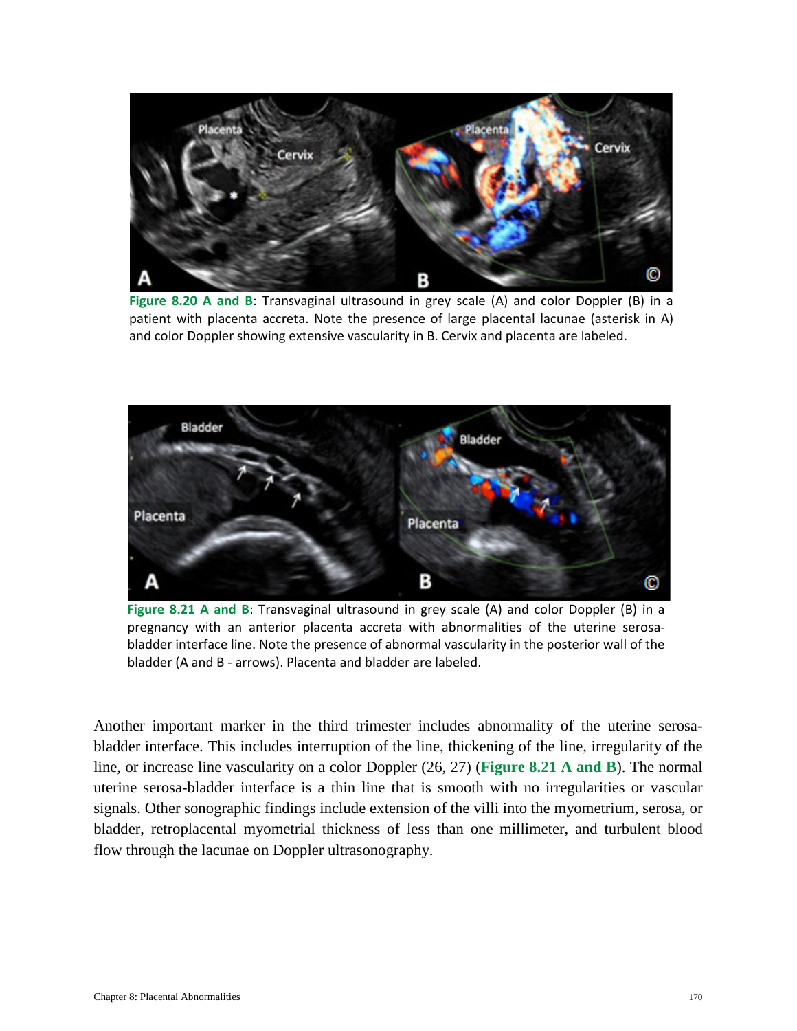**Figure 8.20 A and B**: Transvaginal ultrasound in grey scale (A) and color Doppler (B) in a patient with placenta accreta. Note the presence of large placental lacunae (asterisk in A) and color Doppler showing extensive vascularity in B. Cervix and placenta are labeled.

**Figure 8.21 A and B**: Transvaginal ultrasound in grey scale (A) and color Doppler (B) in a pregnancy with an anterior placenta accreta with abnormalities of the uterine serosa-bladder interface line. Note the presence of abnormal vascularity in the posterior wall of the bladder (A and B - arrows). Placenta and bladder are labeled.

Another important marker in the third trimester includes abnormality of the uterine serosa-bladder interface. This includes interruption of the line, thickening of the line, irregularity of the line, or increase line vascularity on a color Doppler (26, 27) (**Figure 8.21 A and B**). The normal uterine serosa-bladder interface is a thin line that is smooth with no irregularities or vascular signals. Other sonographic findings include extension of the villi into the myometrium, serosa, or bladder, retroplacental myometrial thickness of less than one millimeter, and turbulent blood flow through the lacunae on Doppler ultrasonography.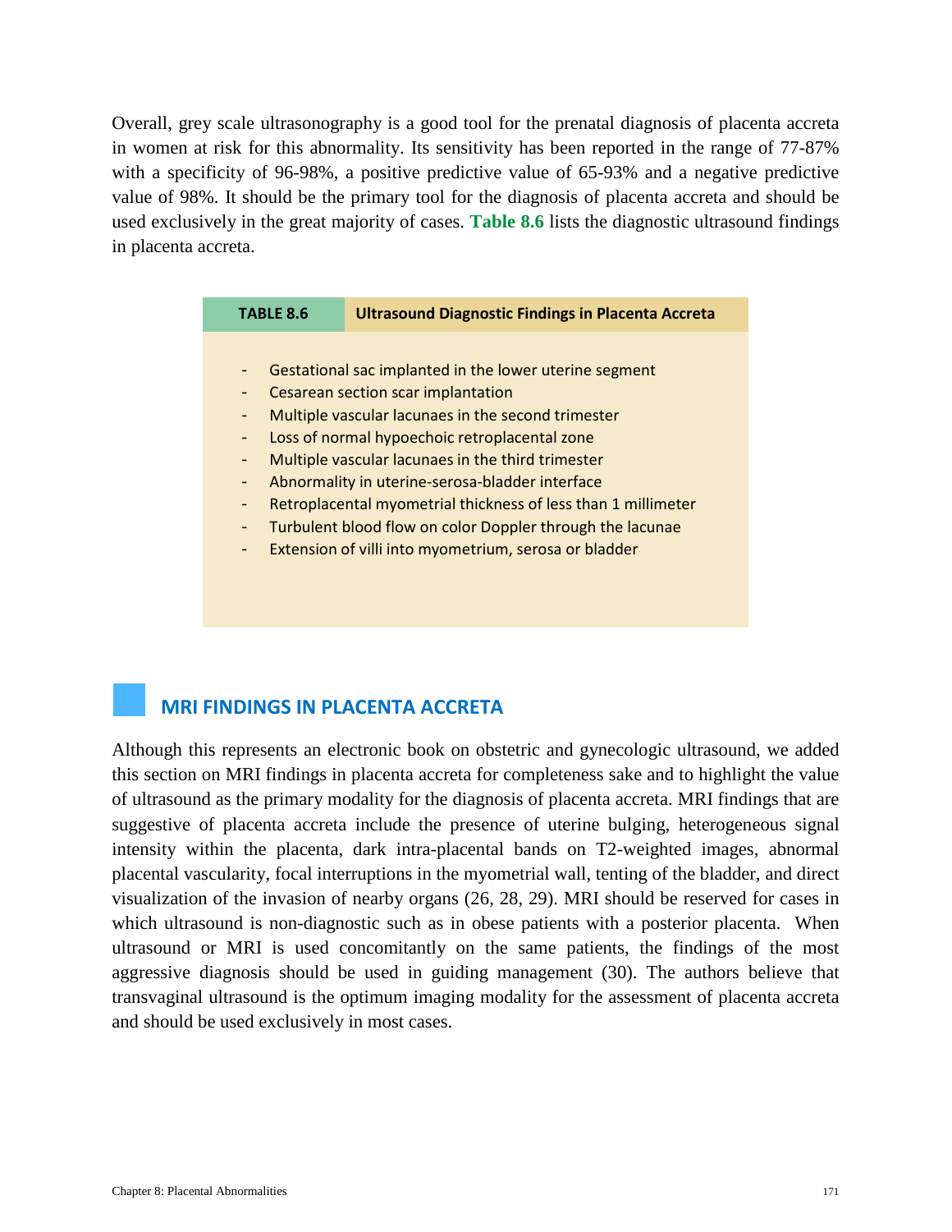Overall, grey scale ultrasonography is a good tool for the prenatal diagnosis of placenta accreta in women at risk for this abnormality. Its sensitivity has been reported in the range of 77-87% with a specificity of 96-98%, a positive predictive value of 65-93% and a negative predictive value of 98%. It should be the primary tool for the diagnosis of placenta accreta and should be used exclusively in the great majority of cases. **Table 8.6** lists the diagnostic ultrasound findings in placenta accreta.

| TABLE 8.6 | Ultrasound Diagnostic Findings in Placenta Accreta |
|---|---|

- Gestational sac implanted in the lower uterine segment
- Cesarean section scar implantation
- Multiple vascular lacunaes in the second trimester
- Loss of normal hypoechoic retroplacental zone
- Multiple vascular lacunaes in the third trimester
- Abnormality in uterine-serosa-bladder interface
- Retroplacental myometrial thickness of less than 1 millimeter
- Turbulent blood flow on color Doppler through the lacunae
- Extension of villi into myometrium, serosa or bladder

## MRI FINDINGS IN PLACENTA ACCRETA

Although this represents an electronic book on obstetric and gynecologic ultrasound, we added this section on MRI findings in placenta accreta for completeness sake and to highlight the value of ultrasound as the primary modality for the diagnosis of placenta accreta. MRI findings that are suggestive of placenta accreta include the presence of uterine bulging, heterogeneous signal intensity within the placenta, dark intra-placental bands on T2-weighted images, abnormal placental vascularity, focal interruptions in the myometrial wall, tenting of the bladder, and direct visualization of the invasion of nearby organs (26, 28, 29). MRI should be reserved for cases in which ultrasound is non-diagnostic such as in obese patients with a posterior placenta. When ultrasound or MRI is used concomitantly on the same patients, the findings of the most aggressive diagnosis should be used in guiding management (30). The authors believe that transvaginal ultrasound is the optimum imaging modality for the assessment of placenta accreta and should be used exclusively in most cases.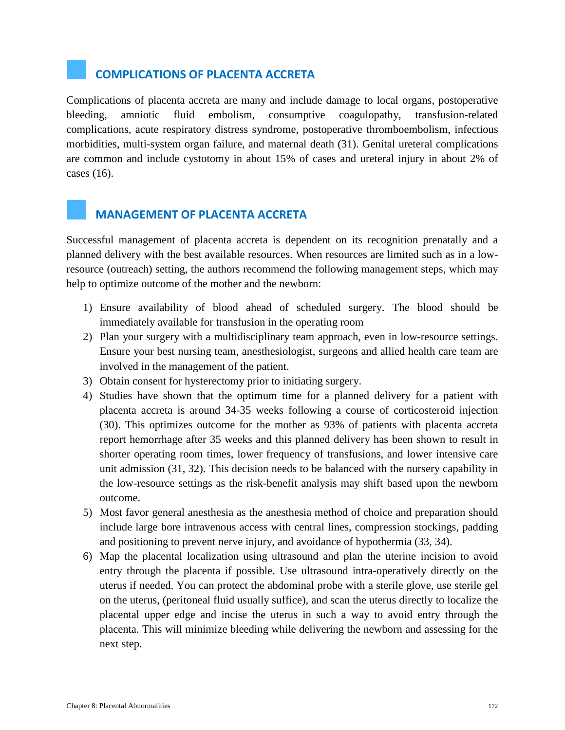## COMPLICATIONS OF PLACENTA ACCRETA

Complications of placenta accreta are many and include damage to local organs, postoperative bleeding, amniotic fluid embolism, consumptive coagulopathy, transfusion-related complications, acute respiratory distress syndrome, postoperative thromboembolism, infectious morbidities, multi-system organ failure, and maternal death (31). Genital ureteral complications are common and include cystotomy in about 15% of cases and ureteral injury in about 2% of cases (16).

## MANAGEMENT OF PLACENTA ACCRETA

Successful management of placenta accreta is dependent on its recognition prenatally and a planned delivery with the best available resources. When resources are limited such as in a low-resource (outreach) setting, the authors recommend the following management steps, which may help to optimize outcome of the mother and the newborn:

1) Ensure availability of blood ahead of scheduled surgery. The blood should be immediately available for transfusion in the operating room
2) Plan your surgery with a multidisciplinary team approach, even in low-resource settings. Ensure your best nursing team, anesthesiologist, surgeons and allied health care team are involved in the management of the patient.
3) Obtain consent for hysterectomy prior to initiating surgery.
4) Studies have shown that the optimum time for a planned delivery for a patient with placenta accreta is around 34-35 weeks following a course of corticosteroid injection (30). This optimizes outcome for the mother as 93% of patients with placenta accreta report hemorrhage after 35 weeks and this planned delivery has been shown to result in shorter operating room times, lower frequency of transfusions, and lower intensive care unit admission (31, 32). This decision needs to be balanced with the nursery capability in the low-resource settings as the risk-benefit analysis may shift based upon the newborn outcome.
5) Most favor general anesthesia as the anesthesia method of choice and preparation should include large bore intravenous access with central lines, compression stockings, padding and positioning to prevent nerve injury, and avoidance of hypothermia (33, 34).
6) Map the placental localization using ultrasound and plan the uterine incision to avoid entry through the placenta if possible. Use ultrasound intra-operatively directly on the uterus if needed. You can protect the abdominal probe with a sterile glove, use sterile gel on the uterus, (peritoneal fluid usually suffice), and scan the uterus directly to localize the placental upper edge and incise the uterus in such a way to avoid entry through the placenta. This will minimize bleeding while delivering the newborn and assessing for the next step.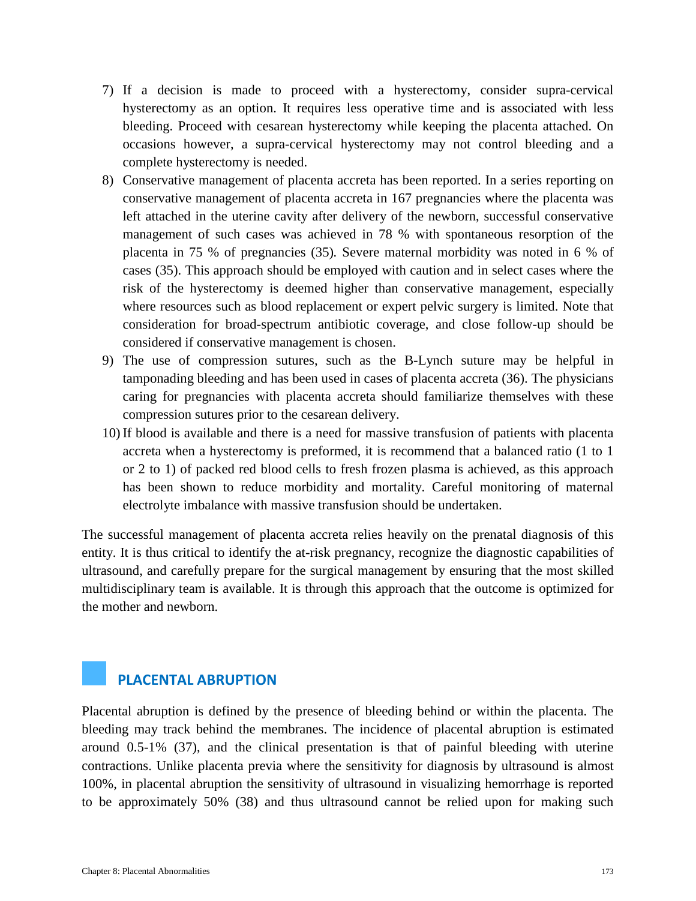7) If a decision is made to proceed with a hysterectomy, consider supra-cervical hysterectomy as an option. It requires less operative time and is associated with less bleeding. Proceed with cesarean hysterectomy while keeping the placenta attached. On occasions however, a supra-cervical hysterectomy may not control bleeding and a complete hysterectomy is needed.
8) Conservative management of placenta accreta has been reported. In a series reporting on conservative management of placenta accreta in 167 pregnancies where the placenta was left attached in the uterine cavity after delivery of the newborn, successful conservative management of such cases was achieved in 78 % with spontaneous resorption of the placenta in 75 % of pregnancies (35). Severe maternal morbidity was noted in 6 % of cases (35). This approach should be employed with caution and in select cases where the risk of the hysterectomy is deemed higher than conservative management, especially where resources such as blood replacement or expert pelvic surgery is limited. Note that consideration for broad-spectrum antibiotic coverage, and close follow-up should be considered if conservative management is chosen.
9) The use of compression sutures, such as the B-Lynch suture may be helpful in tamponading bleeding and has been used in cases of placenta accreta (36). The physicians caring for pregnancies with placenta accreta should familiarize themselves with these compression sutures prior to the cesarean delivery.
10) If blood is available and there is a need for massive transfusion of patients with placenta accreta when a hysterectomy is preformed, it is recommend that a balanced ratio (1 to 1 or 2 to 1) of packed red blood cells to fresh frozen plasma is achieved, as this approach has been shown to reduce morbidity and mortality. Careful monitoring of maternal electrolyte imbalance with massive transfusion should be undertaken.

The successful management of placenta accreta relies heavily on the prenatal diagnosis of this entity. It is thus critical to identify the at-risk pregnancy, recognize the diagnostic capabilities of ultrasound, and carefully prepare for the surgical management by ensuring that the most skilled multidisciplinary team is available. It is through this approach that the outcome is optimized for the mother and newborn.

## PLACENTAL ABRUPTION

Placental abruption is defined by the presence of bleeding behind or within the placenta. The bleeding may track behind the membranes. The incidence of placental abruption is estimated around 0.5-1% (37), and the clinical presentation is that of painful bleeding with uterine contractions. Unlike placenta previa where the sensitivity for diagnosis by ultrasound is almost 100%, in placental abruption the sensitivity of ultrasound in visualizing hemorrhage is reported to be approximately 50% (38) and thus ultrasound cannot be relied upon for making such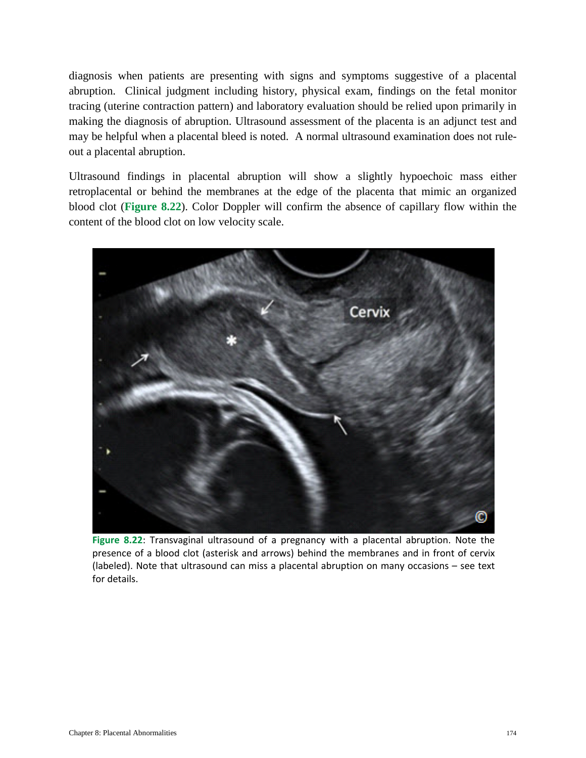diagnosis when patients are presenting with signs and symptoms suggestive of a placental abruption. Clinical judgment including history, physical exam, findings on the fetal monitor tracing (uterine contraction pattern) and laboratory evaluation should be relied upon primarily in making the diagnosis of abruption. Ultrasound assessment of the placenta is an adjunct test and may be helpful when a placental bleed is noted. A normal ultrasound examination does not rule-out a placental abruption.

Ultrasound findings in placental abruption will show a slightly hypoechoic mass either retroplacental or behind the membranes at the edge of the placenta that mimic an organized blood clot (**Figure 8.22**). Color Doppler will confirm the absence of capillary flow within the content of the blood clot on low velocity scale.

**Figure 8.22**: Transvaginal ultrasound of a pregnancy with a placental abruption. Note the presence of a blood clot (asterisk and arrows) behind the membranes and in front of cervix (labeled). Note that ultrasound can miss a placental abruption on many occasions – see text for details.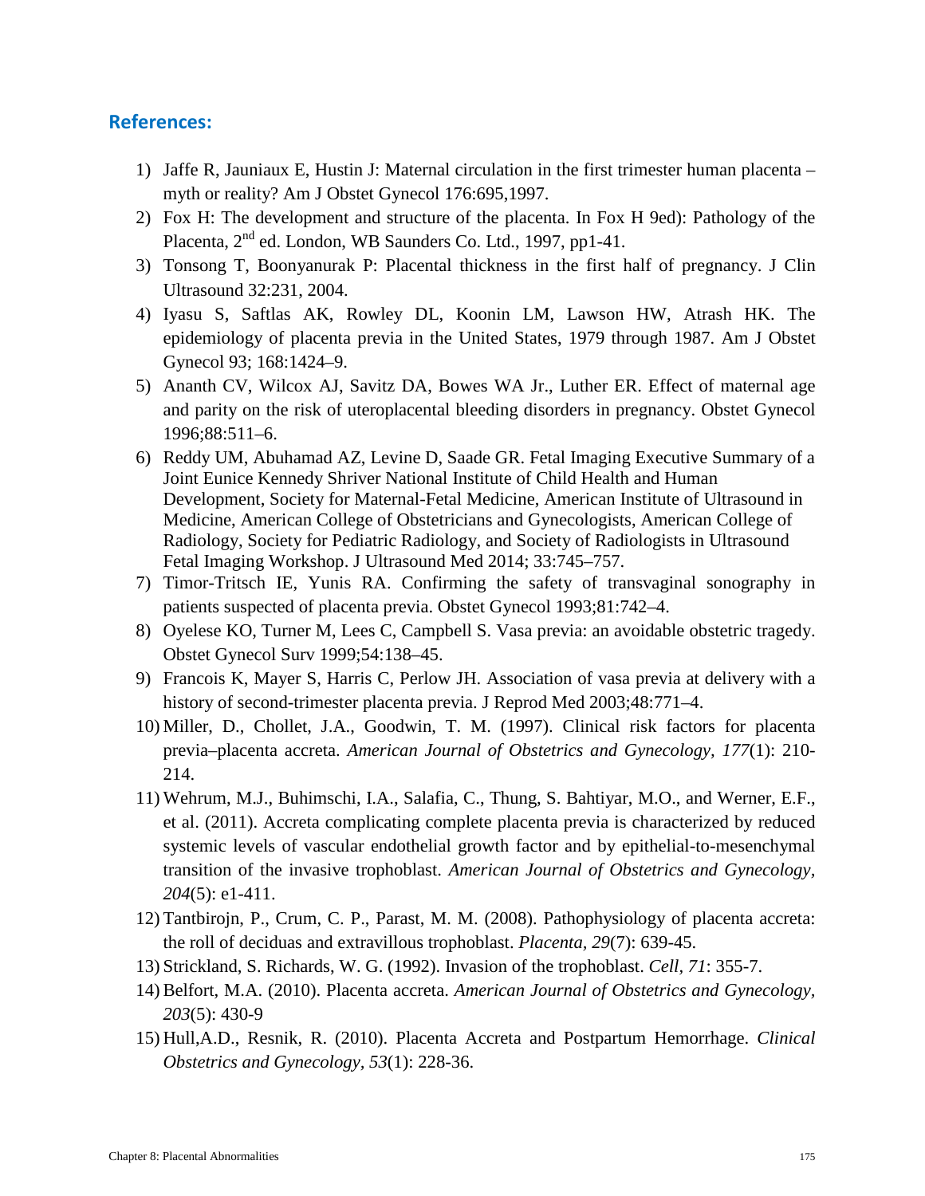## References:

1) Jaffe R, Jauniaux E, Hustin J: Maternal circulation in the first trimester human placenta – myth or reality? Am J Obstet Gynecol 176:695,1997.
2) Fox H: The development and structure of the placenta. In Fox H 9ed): Pathology of the Placenta, 2nd ed. London, WB Saunders Co. Ltd., 1997, pp1-41.
3) Tonsong T, Boonyanurak P: Placental thickness in the first half of pregnancy. J Clin Ultrasound 32:231, 2004.
4) Iyasu S, Saftlas AK, Rowley DL, Koonin LM, Lawson HW, Atrash HK. The epidemiology of placenta previa in the United States, 1979 through 1987. Am J Obstet Gynecol 93; 168:1424–9.
5) Ananth CV, Wilcox AJ, Savitz DA, Bowes WA Jr., Luther ER. Effect of maternal age and parity on the risk of uteroplacental bleeding disorders in pregnancy. Obstet Gynecol 1996;88:511–6.
6) Reddy UM, Abuhamad AZ, Levine D, Saade GR. Fetal Imaging Executive Summary of a Joint Eunice Kennedy Shriver National Institute of Child Health and Human Development, Society for Maternal-Fetal Medicine, American Institute of Ultrasound in Medicine, American College of Obstetricians and Gynecologists, American College of Radiology, Society for Pediatric Radiology, and Society of Radiologists in Ultrasound Fetal Imaging Workshop. J Ultrasound Med 2014; 33:745–757.
7) Timor-Tritsch IE, Yunis RA. Confirming the safety of transvaginal sonography in patients suspected of placenta previa. Obstet Gynecol 1993;81:742–4.
8) Oyelese KO, Turner M, Lees C, Campbell S. Vasa previa: an avoidable obstetric tragedy. Obstet Gynecol Surv 1999;54:138–45.
9) Francois K, Mayer S, Harris C, Perlow JH. Association of vasa previa at delivery with a history of second-trimester placenta previa. J Reprod Med 2003;48:771–4.
10) Miller, D., Chollet, J.A., Goodwin, T. M. (1997). Clinical risk factors for placenta previa–placenta accreta. *American Journal of Obstetrics and Gynecology, 177*(1): 210-214.
11) Wehrum, M.J., Buhimschi, I.A., Salafia, C., Thung, S. Bahtiyar, M.O., and Werner, E.F., et al. (2011). Accreta complicating complete placenta previa is characterized by reduced systemic levels of vascular endothelial growth factor and by epithelial-to-mesenchymal transition of the invasive trophoblast. *American Journal of Obstetrics and Gynecology, 204*(5): e1-411.
12) Tantbirojn, P., Crum, C. P., Parast, M. M. (2008). Pathophysiology of placenta accreta: the roll of deciduas and extravillous trophoblast. *Placenta, 29*(7): 639-45.
13) Strickland, S. Richards, W. G. (1992). Invasion of the trophoblast. *Cell, 71*: 355-7.
14) Belfort, M.A. (2010). Placenta accreta. *American Journal of Obstetrics and Gynecology, 203*(5): 430-9
15) Hull,A.D., Resnik, R. (2010). Placenta Accreta and Postpartum Hemorrhage. *Clinical Obstetrics and Gynecology, 53*(1): 228-36.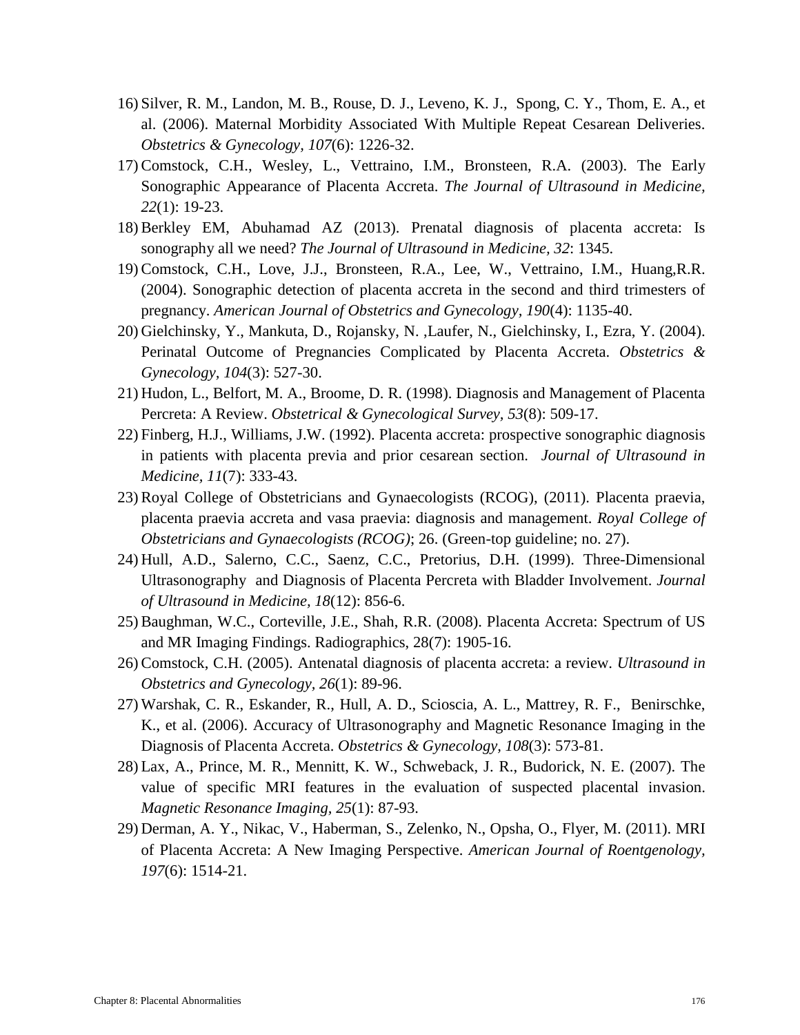16) Silver, R. M., Landon, M. B., Rouse, D. J., Leveno, K. J., Spong, C. Y., Thom, E. A., et al. (2006). Maternal Morbidity Associated With Multiple Repeat Cesarean Deliveries. *Obstetrics & Gynecology, 107*(6): 1226-32.
17) Comstock, C.H., Wesley, L., Vettraino, I.M., Bronsteen, R.A. (2003). The Early Sonographic Appearance of Placenta Accreta. *The Journal of Ultrasound in Medicine, 22*(1): 19-23.
18) Berkley EM, Abuhamad AZ (2013). Prenatal diagnosis of placenta accreta: Is sonography all we need? *The Journal of Ultrasound in Medicine, 32*: 1345.
19) Comstock, C.H., Love, J.J., Bronsteen, R.A., Lee, W., Vettraino, I.M., Huang,R.R. (2004). Sonographic detection of placenta accreta in the second and third trimesters of pregnancy. *American Journal of Obstetrics and Gynecology, 190*(4): 1135-40.
20) Gielchinsky, Y., Mankuta, D., Rojansky, N. ,Laufer, N., Gielchinsky, I., Ezra, Y. (2004). Perinatal Outcome of Pregnancies Complicated by Placenta Accreta. *Obstetrics & Gynecology, 104*(3): 527-30.
21) Hudon, L., Belfort, M. A., Broome, D. R. (1998). Diagnosis and Management of Placenta Percreta: A Review. *Obstetrical & Gynecological Survey, 53*(8): 509-17.
22) Finberg, H.J., Williams, J.W. (1992). Placenta accreta: prospective sonographic diagnosis in patients with placenta previa and prior cesarean section. *Journal of Ultrasound in Medicine, 11*(7): 333-43.
23) Royal College of Obstetricians and Gynaecologists (RCOG), (2011). Placenta praevia, placenta praevia accreta and vasa praevia: diagnosis and management. *Royal College of Obstetricians and Gynaecologists (RCOG)*; 26. (Green-top guideline; no. 27).
24) Hull, A.D., Salerno, C.C., Saenz, C.C., Pretorius, D.H. (1999). Three-Dimensional Ultrasonography and Diagnosis of Placenta Percreta with Bladder Involvement. *Journal of Ultrasound in Medicine, 18*(12): 856-6.
25) Baughman, W.C., Corteville, J.E., Shah, R.R. (2008). Placenta Accreta: Spectrum of US and MR Imaging Findings. Radiographics, 28(7): 1905-16.
26) Comstock, C.H. (2005). Antenatal diagnosis of placenta accreta: a review. *Ultrasound in Obstetrics and Gynecology, 26*(1): 89-96.
27) Warshak, C. R., Eskander, R., Hull, A. D., Scioscia, A. L., Mattrey, R. F., Benirschke, K., et al. (2006). Accuracy of Ultrasonography and Magnetic Resonance Imaging in the Diagnosis of Placenta Accreta. *Obstetrics & Gynecology, 108*(3): 573-81.
28) Lax, A., Prince, M. R., Mennitt, K. W., Schweback, J. R., Budorick, N. E. (2007). The value of specific MRI features in the evaluation of suspected placental invasion. *Magnetic Resonance Imaging, 25*(1): 87-93.
29) Derman, A. Y., Nikac, V., Haberman, S., Zelenko, N., Opsha, O., Flyer, M. (2011). MRI of Placenta Accreta: A New Imaging Perspective. *American Journal of Roentgenology, 197*(6): 1514-21.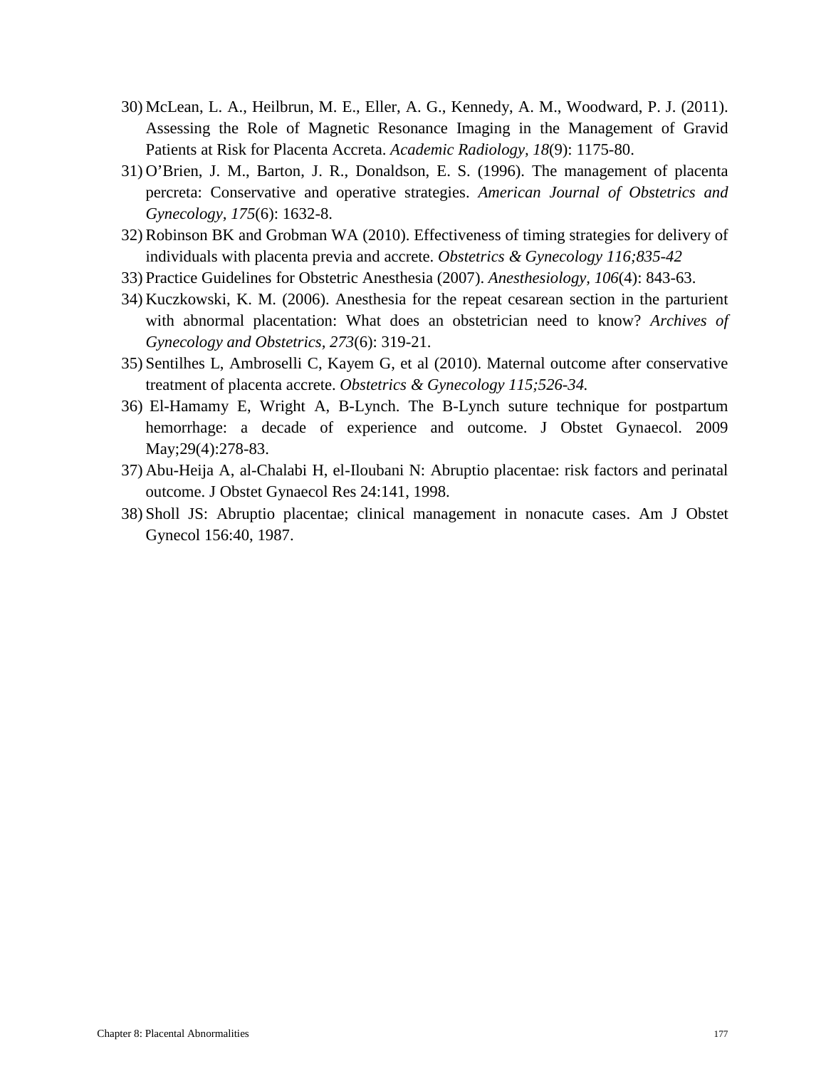30) McLean, L. A., Heilbrun, M. E., Eller, A. G., Kennedy, A. M., Woodward, P. J. (2011). Assessing the Role of Magnetic Resonance Imaging in the Management of Gravid Patients at Risk for Placenta Accreta. *Academic Radiology, 18*(9): 1175-80.
31) O'Brien, J. M., Barton, J. R., Donaldson, E. S. (1996). The management of placenta percreta: Conservative and operative strategies. *American Journal of Obstetrics and Gynecology, 175*(6): 1632-8.
32) Robinson BK and Grobman WA (2010). Effectiveness of timing strategies for delivery of individuals with placenta previa and accrete. *Obstetrics & Gynecology 116;835-42*
33) Practice Guidelines for Obstetric Anesthesia (2007). *Anesthesiology, 106*(4): 843-63.
34) Kuczkowski, K. M. (2006). Anesthesia for the repeat cesarean section in the parturient with abnormal placentation: What does an obstetrician need to know? *Archives of Gynecology and Obstetrics, 273*(6): 319-21.
35) Sentilhes L, Ambroselli C, Kayem G, et al (2010). Maternal outcome after conservative treatment of placenta accrete. *Obstetrics & Gynecology 115;526-34.*
36) El-Hamamy E, Wright A, B-Lynch. The B-Lynch suture technique for postpartum hemorrhage: a decade of experience and outcome. J Obstet Gynaecol. 2009 May;29(4):278-83.
37) Abu-Heija A, al-Chalabi H, el-Iloubani N: Abruptio placentae: risk factors and perinatal outcome. J Obstet Gynaecol Res 24:141, 1998.
38) Sholl JS: Abruptio placentae; clinical management in nonacute cases. Am J Obstet Gynecol 156:40, 1987.